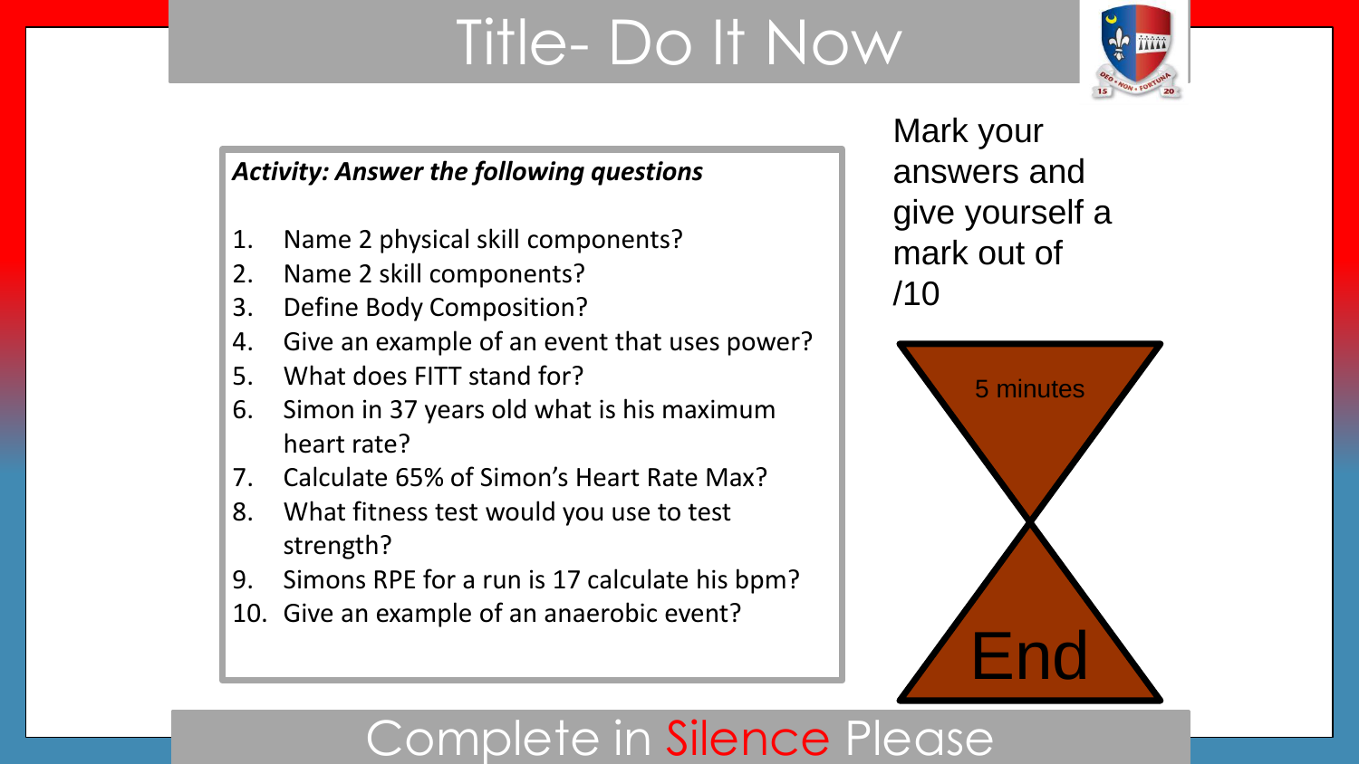# Title- Do It Now

***Activity: Answer the following questions***

1. Name 2 physical skill components?
2. Name 2 skill components?
3. Define Body Composition?
4. Give an example of an event that uses power?
5. What does FITT stand for?
6. Simon in 37 years old what is his maximum heart rate?
7. Calculate 65% of Simon's Heart Rate Max?
8. What fitness test would you use to test strength?
9. Simons RPE for a run is 17 calculate his bpm?
10. Give an example of an anaerobic event?

Mark your answers and give yourself a mark out of /10

5 minutes

End

Complete in Silence Please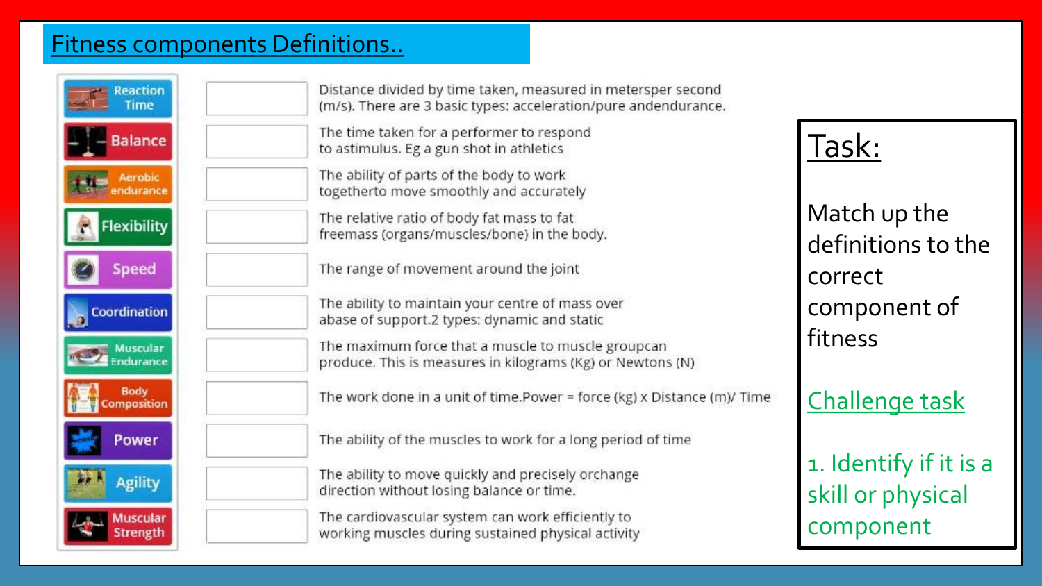# Fitness components Definitions..

| Component | Answer | Definition |
| --- | --- | --- |
| Reaction Time | | Distance divided by time taken, measured in metersper second (m/s). There are 3 basic types: acceleration/pure andendurance. |
| Balance | | The time taken for a performer to respond to astimulus. Eg a gun shot in athletics |
| Aerobic endurance | | The ability of parts of the body to work togetherto move smoothly and accurately |
| Flexibility | | The relative ratio of body fat mass to fat freemass (organs/muscles/bone) in the body. |
| Speed | | The range of movement around the joint |
| Coordination | | The ability to maintain your centre of mass over abase of support.2 types: dynamic and static |
| Muscular Endurance | | The maximum force that a muscle to muscle groupcan produce. This is measures in kilograms (Kg) or Newtons (N) |
| Body Composition | | The work done in a unit of time.Power = force (kg) x Distance (m)/ Time |
| Power | | The ability of the muscles to work for a long period of time |
| Agility | | The ability to move quickly and precisely orchange direction without losing balance or time. |
| Muscular Strength | | The cardiovascular system can work efficiently to working muscles during sustained physical activity |

## Task:

Match up the definitions to the correct component of fitness

## Challenge task

1. Identify if it is a skill or physical component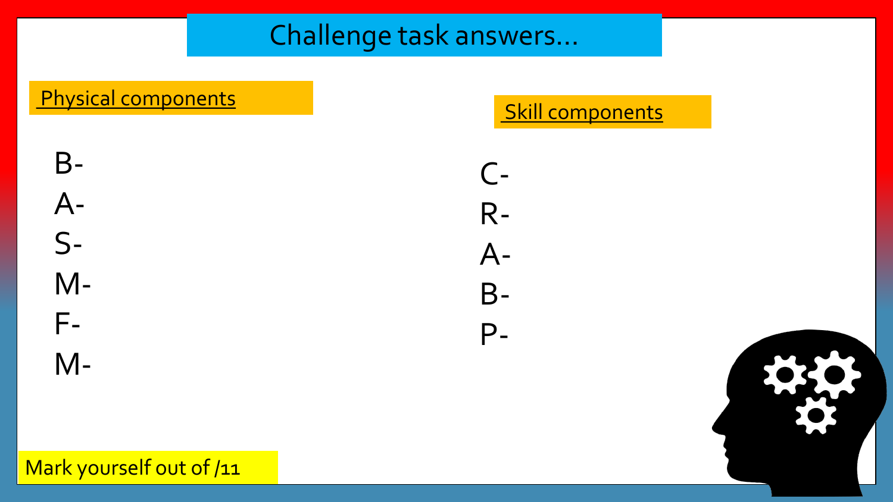# Challenge task answers…

## Physical components

B-

A-

S-

M-

F-

M-

## Skill components

C-

R-

A-

B-

P-

Mark yourself out of /11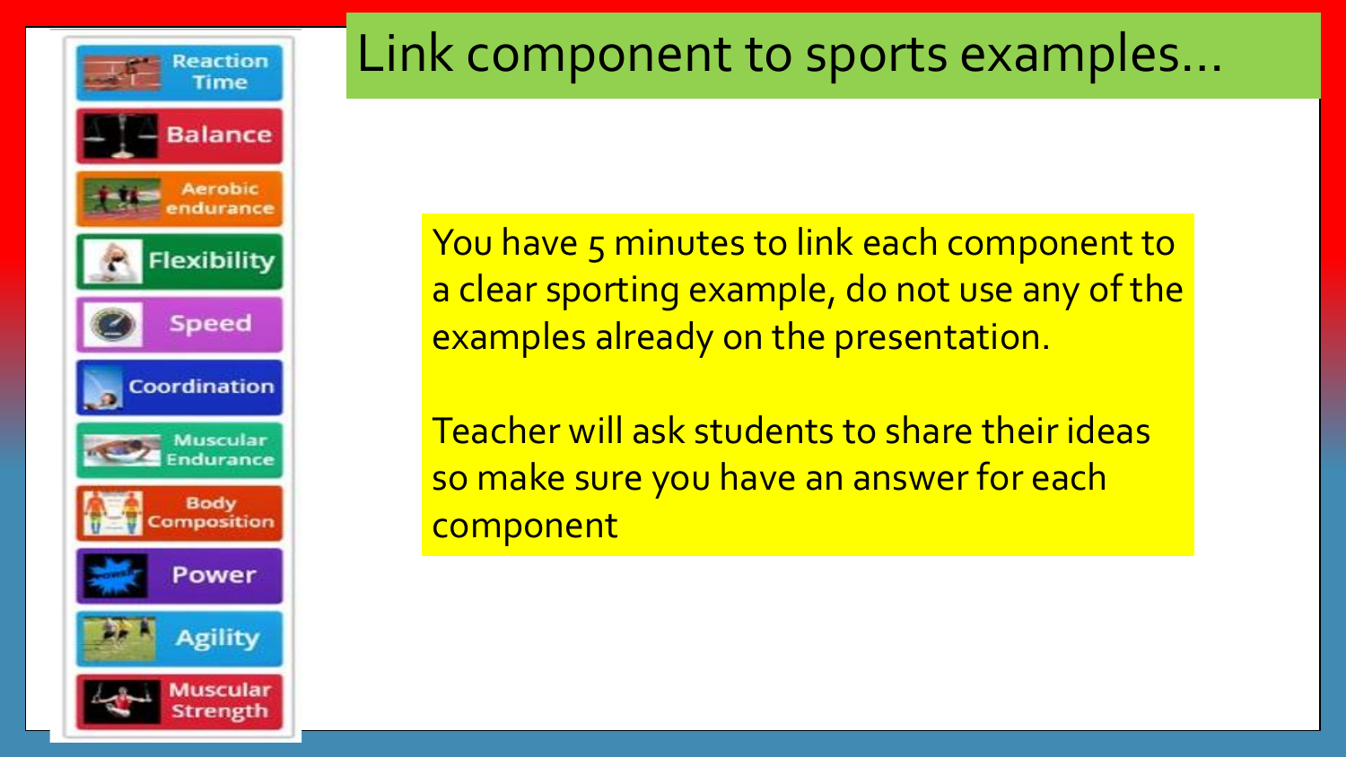# Link component to sports examples…

- Reaction Time
- Balance
- Aerobic endurance
- Flexibility
- Speed
- Coordination
- Muscular Endurance
- Body Composition
- Power
- Agility
- Muscular Strength

You have 5 minutes to link each component to a clear sporting example, do not use any of the examples already on the presentation.

Teacher will ask students to share their ideas so make sure you have an answer for each component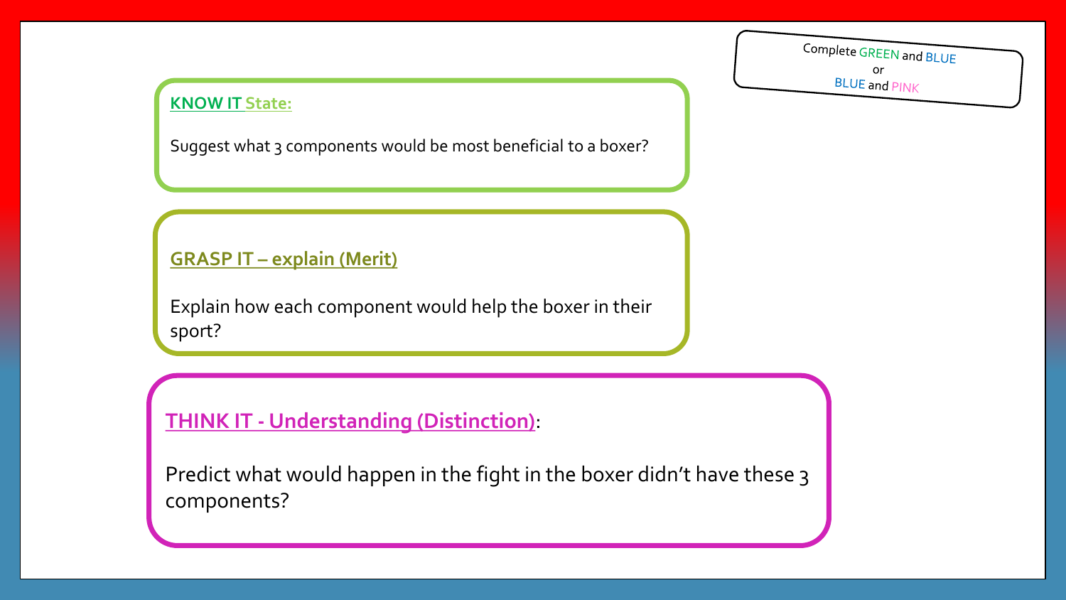Complete GREEN and BLUE
or
BLUE and PINK

**KNOW IT State:**

Suggest what 3 components would be most beneficial to a boxer?

**GRASP IT – explain (Merit)**

Explain how each component would help the boxer in their sport?

**THINK IT - Understanding (Distinction):**

Predict what would happen in the fight in the boxer didn't have these 3 components?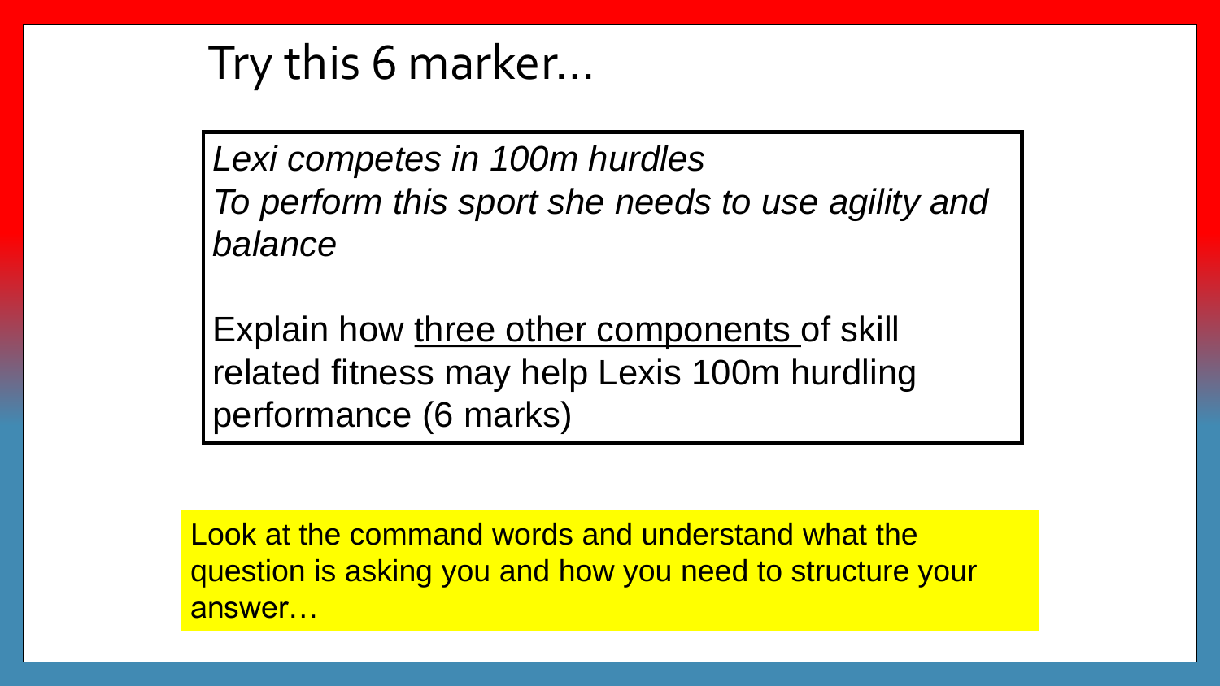# Try this 6 marker…

*Lexi competes in 100m hurdles*
*To perform this sport she needs to use agility and balance*

Explain how <u>three other components</u> of skill related fitness may help Lexis 100m hurdling performance (6 marks)

Look at the command words and understand what the question is asking you and how you need to structure your answer…